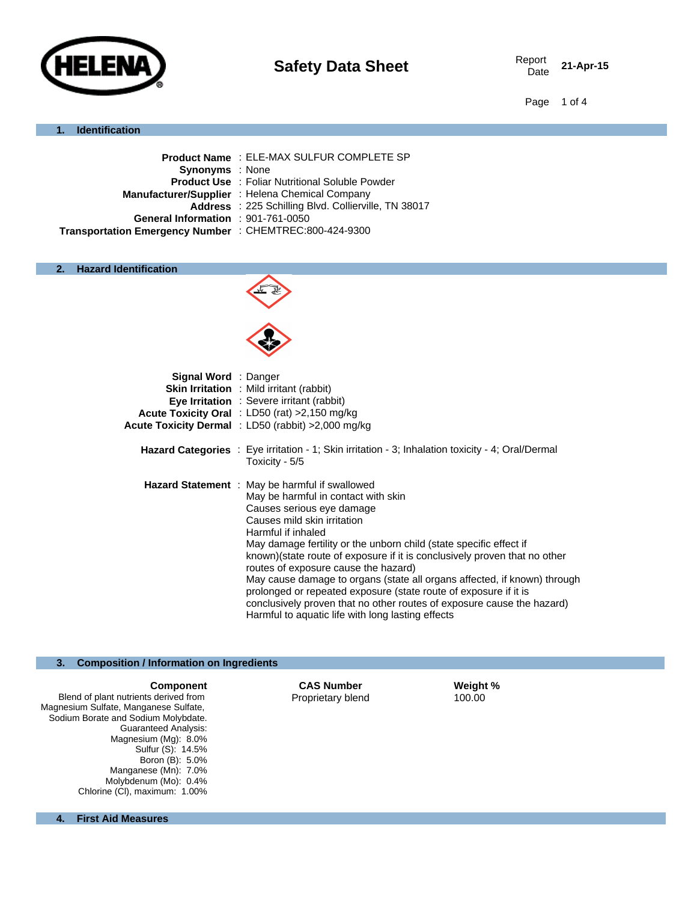# Safety Data Sheet

Report Date: 21-Apr-15

## 1. Identification

**Product Name** : ELE-MAX SULFUR COMPLETE SP
**Synonyms** : None
**Product Use** : Foliar Nutritional Soluble Powder
**Manufacturer/Supplier** : Helena Chemical Company
**Address** : 225 Schilling Blvd. Collierville, TN 38017
**General Information** : 901-761-0050
**Transportation Emergency Number** : CHEMTREC:800-424-9300

## 2. Hazard Identification

**Signal Word** : Danger
**Skin Irritation** : Mild irritant (rabbit)
**Eye Irritation** : Severe irritant (rabbit)
**Acute Toxicity Oral** : LD50 (rat) >2,150 mg/kg
**Acute Toxicity Dermal** : LD50 (rabbit) >2,000 mg/kg

**Hazard Categories** : Eye irritation - 1; Skin irritation - 3; Inhalation toxicity - 4; Oral/Dermal Toxicity - 5/5

**Hazard Statement** :
May be harmful if swallowed
May be harmful in contact with skin
Causes serious eye damage
Causes mild skin irritation
Harmful if inhaled
May damage fertility or the unborn child (state specific effect if known)(state route of exposure if it is conclusively proven that no other routes of exposure cause the hazard)
May cause damage to organs (state all organs affected, if known) through prolonged or repeated exposure (state route of exposure if it is conclusively proven that no other routes of exposure cause the hazard)
Harmful to aquatic life with long lasting effects

## 3. Composition / Information on Ingredients

| Component | CAS Number | Weight % |
|---|---|---|
| Blend of plant nutrients derived from Magnesium Sulfate, Manganese Sulfate, Sodium Borate and Sodium Molybdate. Guaranteed Analysis: Magnesium (Mg): 8.0% Sulfur (S): 14.5% Boron (B): 5.0% Manganese (Mn): 7.0% Molybdenum (Mo): 0.4% Chlorine (Cl), maximum: 1.00% | Proprietary blend | 100.00 |

## 4. First Aid Measures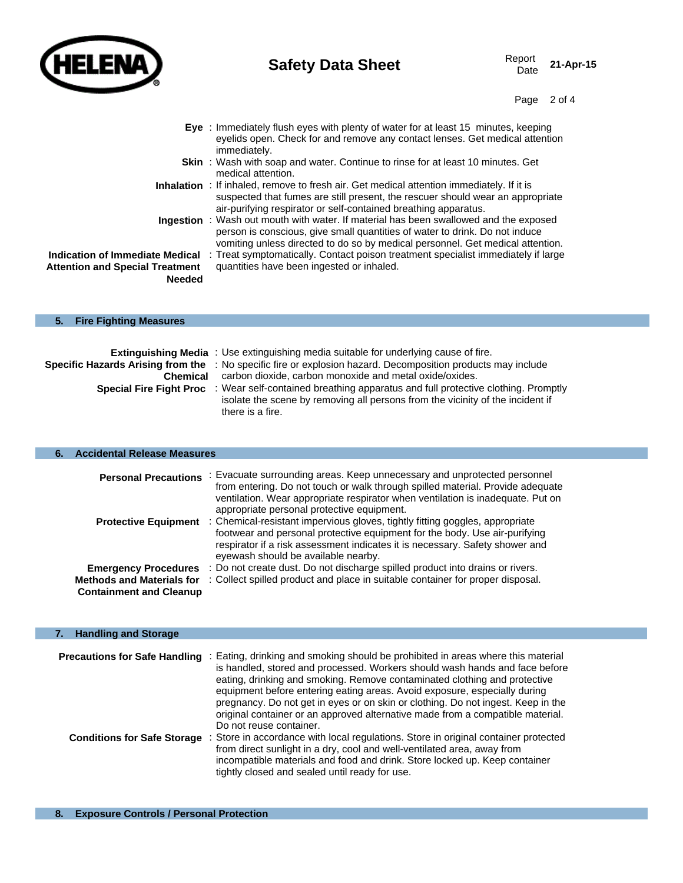**Eye** : Immediately flush eyes with plenty of water for at least 15 minutes, keeping eyelids open. Check for and remove any contact lenses. Get medical attention immediately.

**Skin** : Wash with soap and water. Continue to rinse for at least 10 minutes. Get medical attention.

**Inhalation** : If inhaled, remove to fresh air. Get medical attention immediately. If it is suspected that fumes are still present, the rescuer should wear an appropriate air-purifying respirator or self-contained breathing apparatus.

**Ingestion** : Wash out mouth with water. If material has been swallowed and the exposed person is conscious, give small quantities of water to drink. Do not induce vomiting unless directed to do so by medical personnel. Get medical attention.

**Indication of Immediate Medical Attention and Special Treatment Needed** : Treat symptomatically. Contact poison treatment specialist immediately if large quantities have been ingested or inhaled.

## 5. Fire Fighting Measures

**Extinguishing Media** : Use extinguishing media suitable for underlying cause of fire.

**Specific Hazards Arising from the Chemical** : No specific fire or explosion hazard. Decomposition products may include carbon dioxide, carbon monoxide and metal oxide/oxides.

**Special Fire Fight Proc** : Wear self-contained breathing apparatus and full protective clothing. Promptly isolate the scene by removing all persons from the vicinity of the incident if there is a fire.

## 6. Accidental Release Measures

**Personal Precautions** : Evacuate surrounding areas. Keep unnecessary and unprotected personnel from entering. Do not touch or walk through spilled material. Provide adequate ventilation. Wear appropriate respirator when ventilation is inadequate. Put on appropriate personal protective equipment.

**Protective Equipment** : Chemical-resistant impervious gloves, tightly fitting goggles, appropriate footwear and personal protective equipment for the body. Use air-purifying respirator if a risk assessment indicates it is necessary. Safety shower and eyewash should be available nearby.

**Emergency Procedures** : Do not create dust. Do not discharge spilled product into drains or rivers.

**Methods and Materials for Containment and Cleanup** : Collect spilled product and place in suitable container for proper disposal.

## 7. Handling and Storage

**Precautions for Safe Handling** : Eating, drinking and smoking should be prohibited in areas where this material is handled, stored and processed. Workers should wash hands and face before eating, drinking and smoking. Remove contaminated clothing and protective equipment before entering eating areas. Avoid exposure, especially during pregnancy. Do not get in eyes or on skin or clothing. Do not ingest. Keep in the original container or an approved alternative made from a compatible material. Do not reuse container.

**Conditions for Safe Storage** : Store in accordance with local regulations. Store in original container protected from direct sunlight in a dry, cool and well-ventilated area, away from incompatible materials and food and drink. Store locked up. Keep container tightly closed and sealed until ready for use.

## 8. Exposure Controls / Personal Protection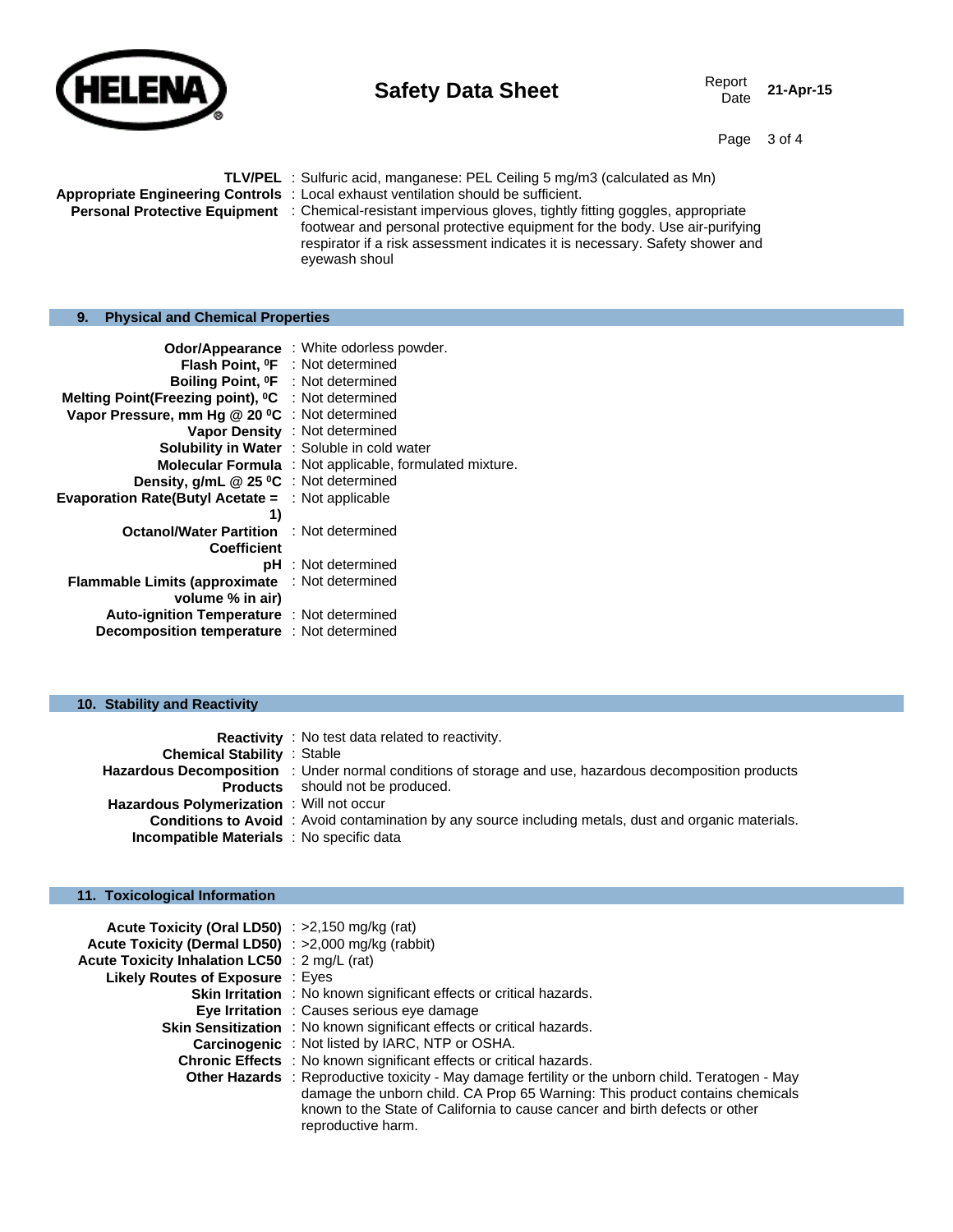**TLV/PEL** : Sulfuric acid, manganese: PEL Ceiling 5 mg/m3 (calculated as Mn)

**Appropriate Engineering Controls** : Local exhaust ventilation should be sufficient.

**Personal Protective Equipment** : Chemical-resistant impervious gloves, tightly fitting goggles, appropriate footwear and personal protective equipment for the body. Use air-purifying respirator if a risk assessment indicates it is necessary. Safety shower and eyewash shoul

## 9. Physical and Chemical Properties

**Odor/Appearance** : White odorless powder.

**Flash Point, ⁰F** : Not determined

**Boiling Point, ⁰F** : Not determined

**Melting Point(Freezing point), ⁰C** : Not determined

**Vapor Pressure, mm Hg @ 20 ⁰C** : Not determined

**Vapor Density** : Not determined

**Solubility in Water** : Soluble in cold water

**Molecular Formula** : Not applicable, formulated mixture.

**Density, g/mL @ 25 ⁰C** : Not determined

**Evaporation Rate(Butyl Acetate = 1)** : Not applicable

**Octanol/Water Partition Coefficient** : Not determined

**pH** : Not determined

**Flammable Limits (approximate volume % in air)** : Not determined

**Auto-ignition Temperature** : Not determined

**Decomposition temperature** : Not determined

## 10. Stability and Reactivity

**Reactivity** : No test data related to reactivity.

**Chemical Stability** : Stable

**Hazardous Decomposition Products** : Under normal conditions of storage and use, hazardous decomposition products should not be produced.

**Hazardous Polymerization** : Will not occur

**Conditions to Avoid** : Avoid contamination by any source including metals, dust and organic materials.

**Incompatible Materials** : No specific data

## 11. Toxicological Information

**Acute Toxicity (Oral LD50)** : >2,150 mg/kg (rat)

**Acute Toxicity (Dermal LD50)** : >2,000 mg/kg (rabbit)

**Acute Toxicity Inhalation LC50** : 2 mg/L (rat)

**Likely Routes of Exposure** : Eyes

**Skin Irritation** : No known significant effects or critical hazards.

**Eye Irritation** : Causes serious eye damage

**Skin Sensitization** : No known significant effects or critical hazards.

**Carcinogenic** : Not listed by IARC, NTP or OSHA.

**Chronic Effects** : No known significant effects or critical hazards.

**Other Hazards** : Reproductive toxicity - May damage fertility or the unborn child. Teratogen - May damage the unborn child. CA Prop 65 Warning: This product contains chemicals known to the State of California to cause cancer and birth defects or other reproductive harm.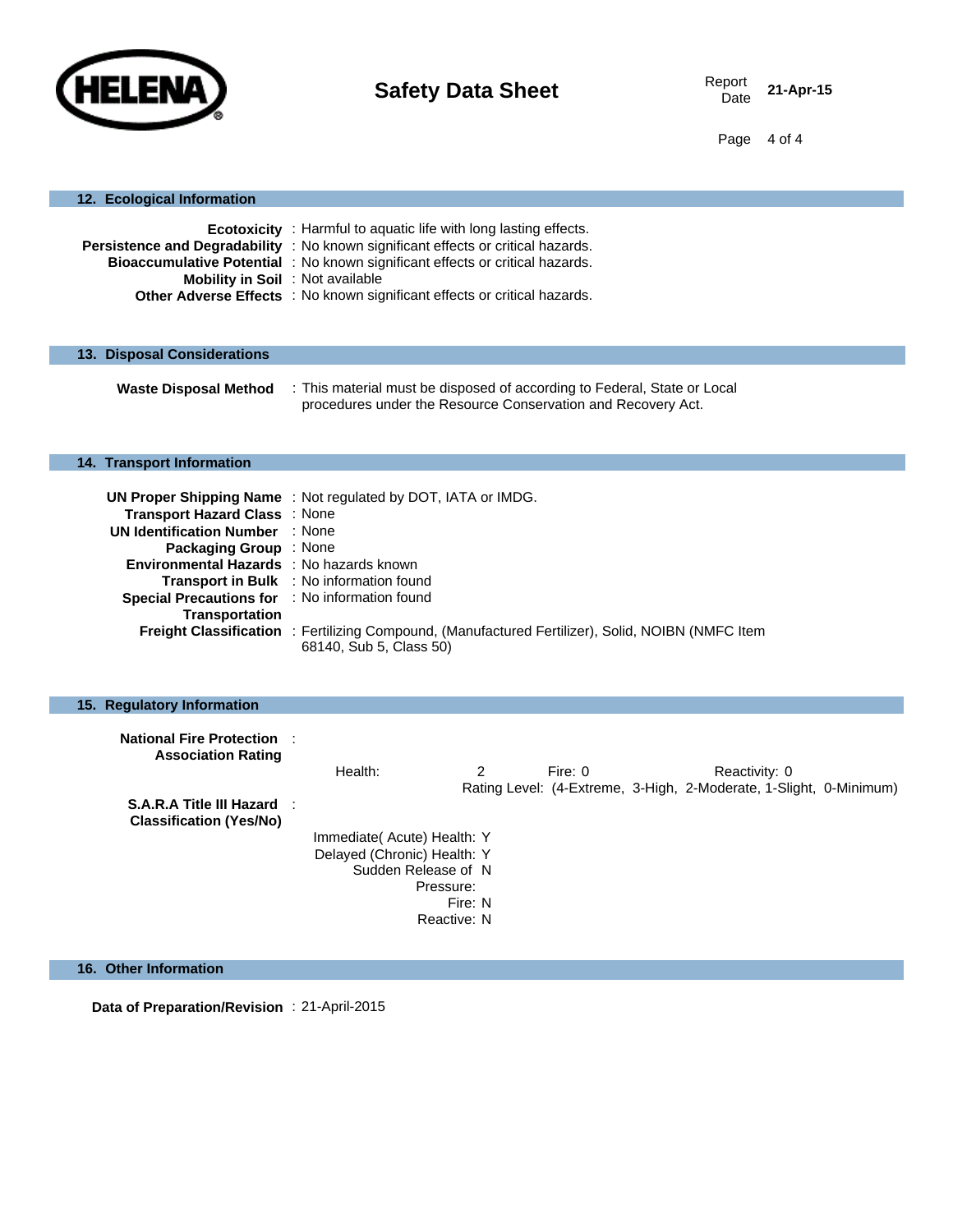## 12. Ecological Information

**Ecotoxicity** : Harmful to aquatic life with long lasting effects.
**Persistence and Degradability** : No known significant effects or critical hazards.
**Bioaccumulative Potential** : No known significant effects or critical hazards.
**Mobility in Soil** : Not available
**Other Adverse Effects** : No known significant effects or critical hazards.

## 13. Disposal Considerations

**Waste Disposal Method** : This material must be disposed of according to Federal, State or Local procedures under the Resource Conservation and Recovery Act.

## 14. Transport Information

**UN Proper Shipping Name** : Not regulated by DOT, IATA or IMDG.
**Transport Hazard Class** : None
**UN Identification Number** : None
**Packaging Group** : None
**Environmental Hazards** : No hazards known
**Transport in Bulk** : No information found
**Special Precautions for Transportation** : No information found
**Freight Classification** : Fertilizing Compound, (Manufactured Fertilizer), Solid, NOIBN (NMFC Item 68140, Sub 5, Class 50)

## 15. Regulatory Information

**National Fire Protection Association Rating** :

Health: 2 Fire: 0 Reactivity: 0
Rating Level: (4-Extreme, 3-High, 2-Moderate, 1-Slight, 0-Minimum)

**S.A.R.A Title III Hazard Classification (Yes/No)** :

Immediate( Acute) Health: Y
Delayed (Chronic) Health: Y
Sudden Release of Pressure: N
Fire: N
Reactive: N

## 16. Other Information

**Data of Preparation/Revision** : 21-April-2015